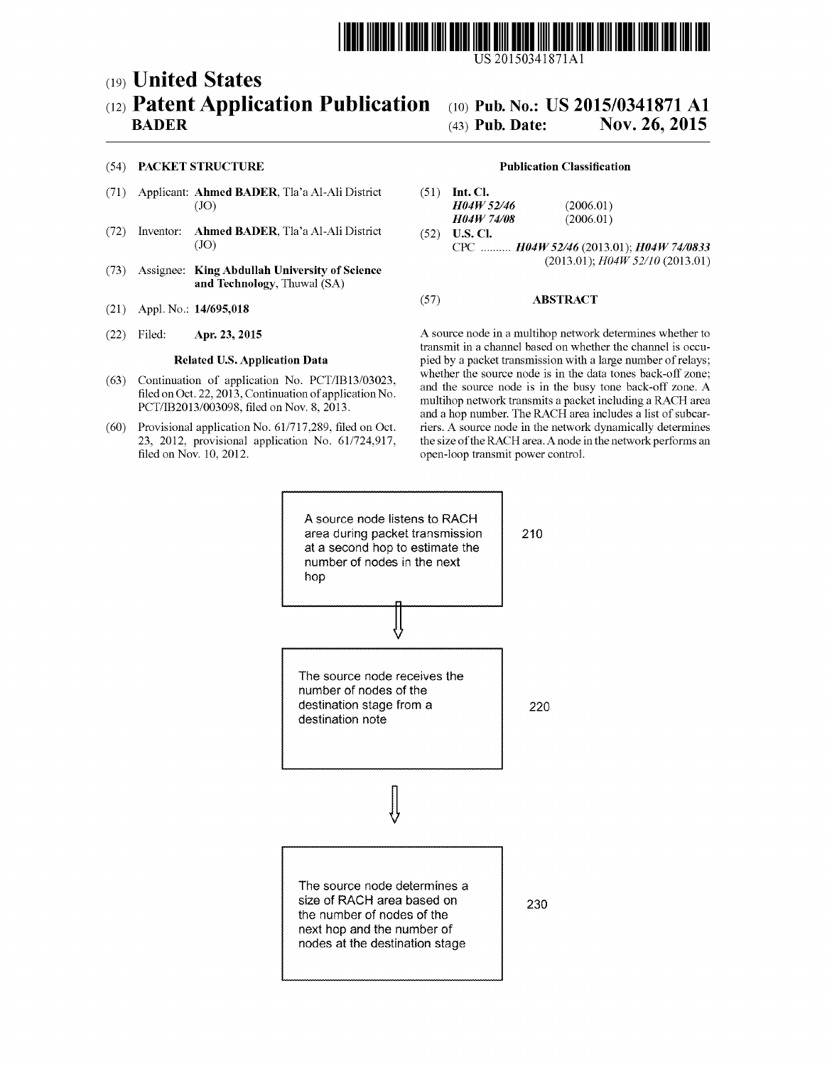US 20150341871A1

(19) **United States**

(12) **Patent Application Publication**
**BADER**

(10) **Pub. No.: US 2015/0341871 A1**

(43) **Pub. Date: Nov. 26, 2015**

(54) **PACKET STRUCTURE**

(71) Applicant: **Ahmed BADER**, Tla'a Al-Ali District (JO)

(72) Inventor: **Ahmed BADER**, Tla'a Al-Ali District (JO)

(73) Assignee: **King Abdullah University of Science and Technology**, Thuwal (SA)

(21) Appl. No.: **14/695,018**

(22) Filed: **Apr. 23, 2015**

**Related U.S. Application Data**

(63) Continuation of application No. PCT/IB13/03023, filed on Oct. 22, 2013, Continuation of application No. PCT/IB2013/003098, filed on Nov. 8, 2013.

(60) Provisional application No. 61/717,289, filed on Oct. 23, 2012, provisional application No. 61/724,917, filed on Nov. 10, 2012.

**Publication Classification**

(51) **Int. Cl.**
*H04W 52/46* (2006.01)
*H04W 74/08* (2006.01)

(52) **U.S. Cl.**
CPC .......... *H04W 52/46* (2013.01); *H04W 74/0833* (2013.01); *H04W 52/10* (2013.01)

(57) **ABSTRACT**

A source node in a multihop network determines whether to transmit in a channel based on whether the channel is occupied by a packet transmission with a large number of relays; whether the source node is in the data tones back-off zone; and the source node is in the busy tone back-off zone. A multihop network transmits a packet including a RACH area and a hop number. The RACH area includes a list of subcarriers. A source node in the network dynamically determines the size of the RACH area. A node in the network performs an open-loop transmit power control.

210: A source node listens to RACH area during packet transmission at a second hop to estimate the number of nodes in the next hop

220: The source node receives the number of nodes of the destination stage from a destination note

230: The source node determines a size of RACH area based on the number of nodes of the next hop and the number of nodes at the destination stage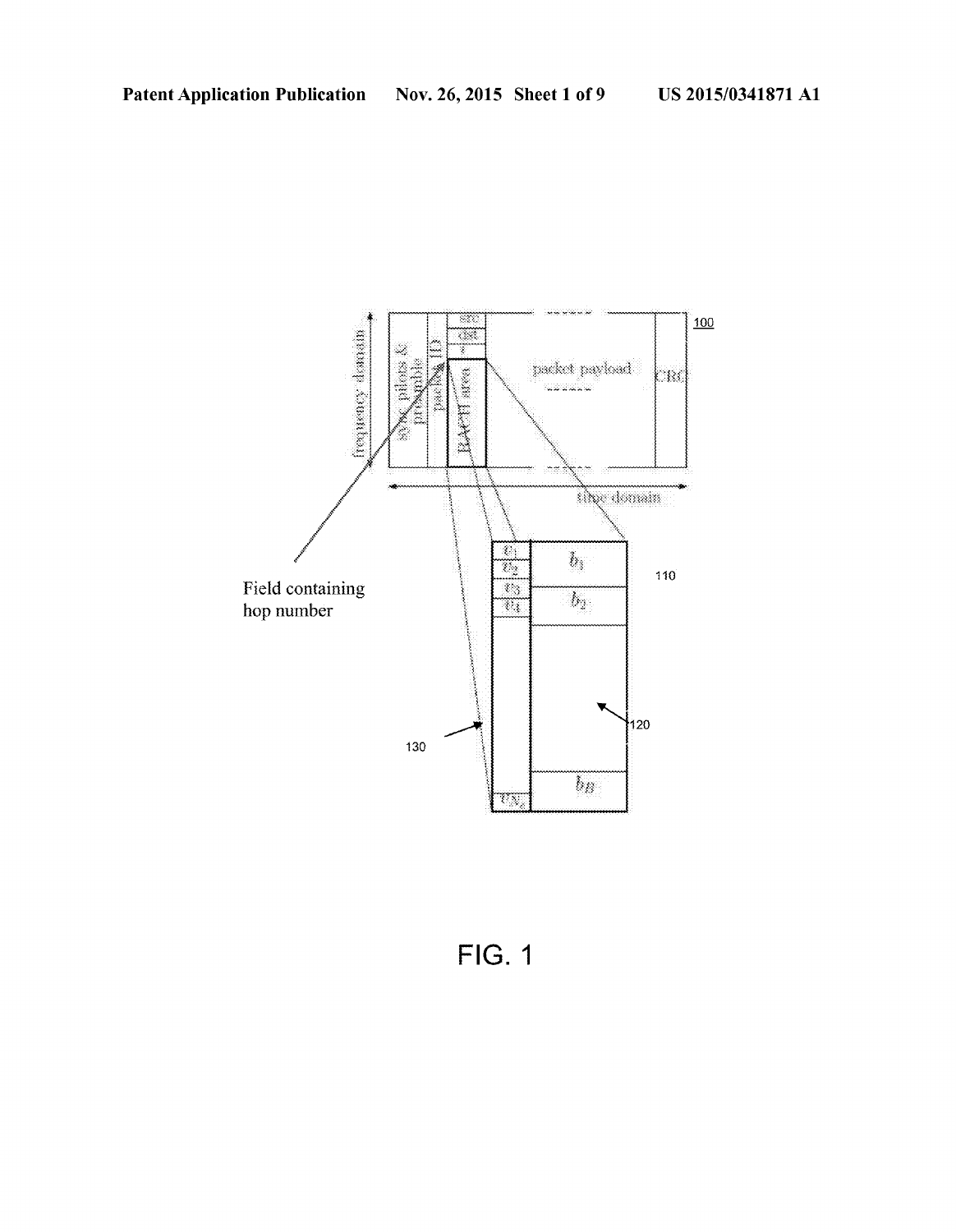FIG. 1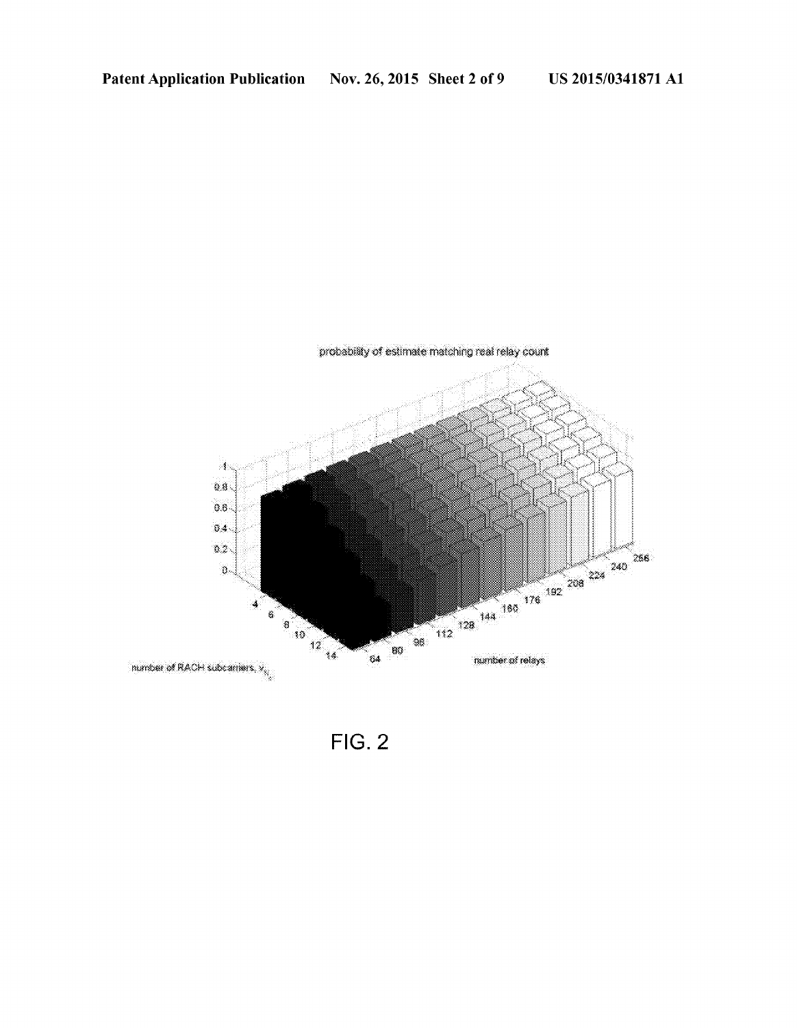probability of estimate matching real relay count

1
0.8
0.6
0.4
0.2
0

number of RACH subcarriers, $v_{K_c}$

4 6 8 10 12 14

number of relays

64 80 96 112 128 144 160 176 192 208 224 240 256

FIG. 2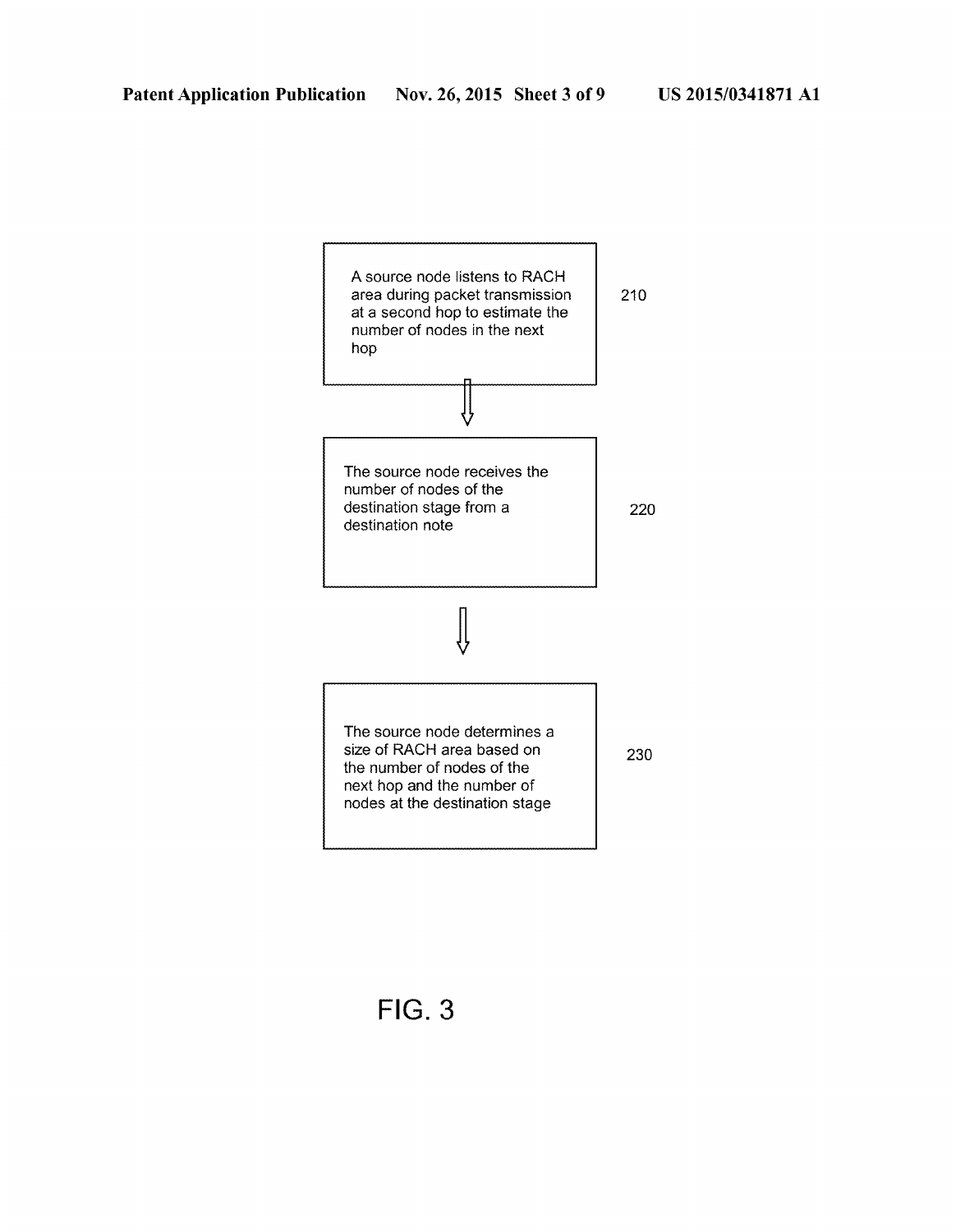A source node listens to RACH area during packet transmission at a second hop to estimate the number of nodes in the next hop

210

The source node receives the number of nodes of the destination stage from a destination note

220

The source node determines a size of RACH area based on the number of nodes of the next hop and the number of nodes at the destination stage

230

FIG. 3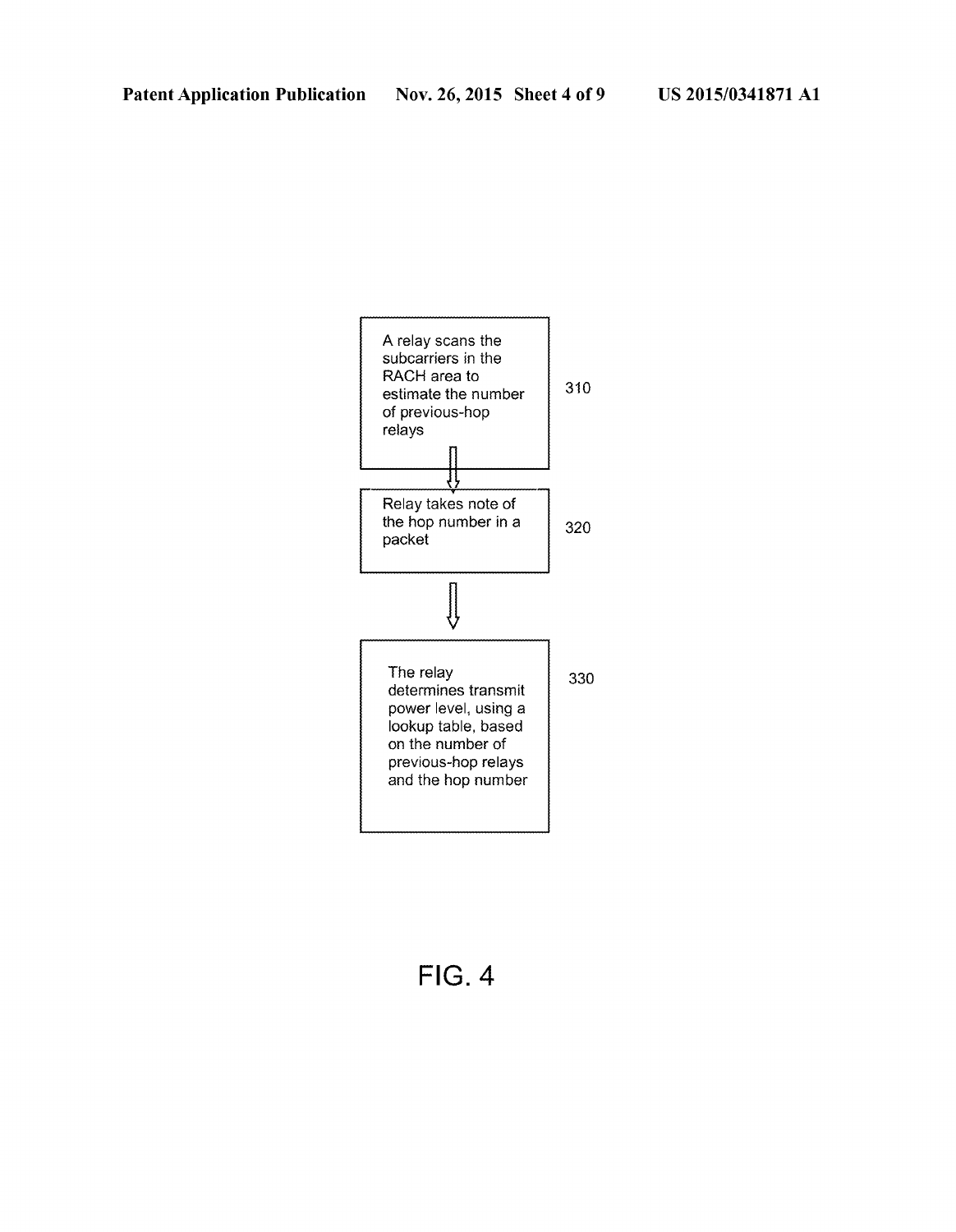A relay scans the subcarriers in the RACH area to estimate the number of previous-hop relays

310

Relay takes note of the hop number in a packet

320

The relay determines transmit power level, using a lookup table, based on the number of previous-hop relays and the hop number

330

FIG. 4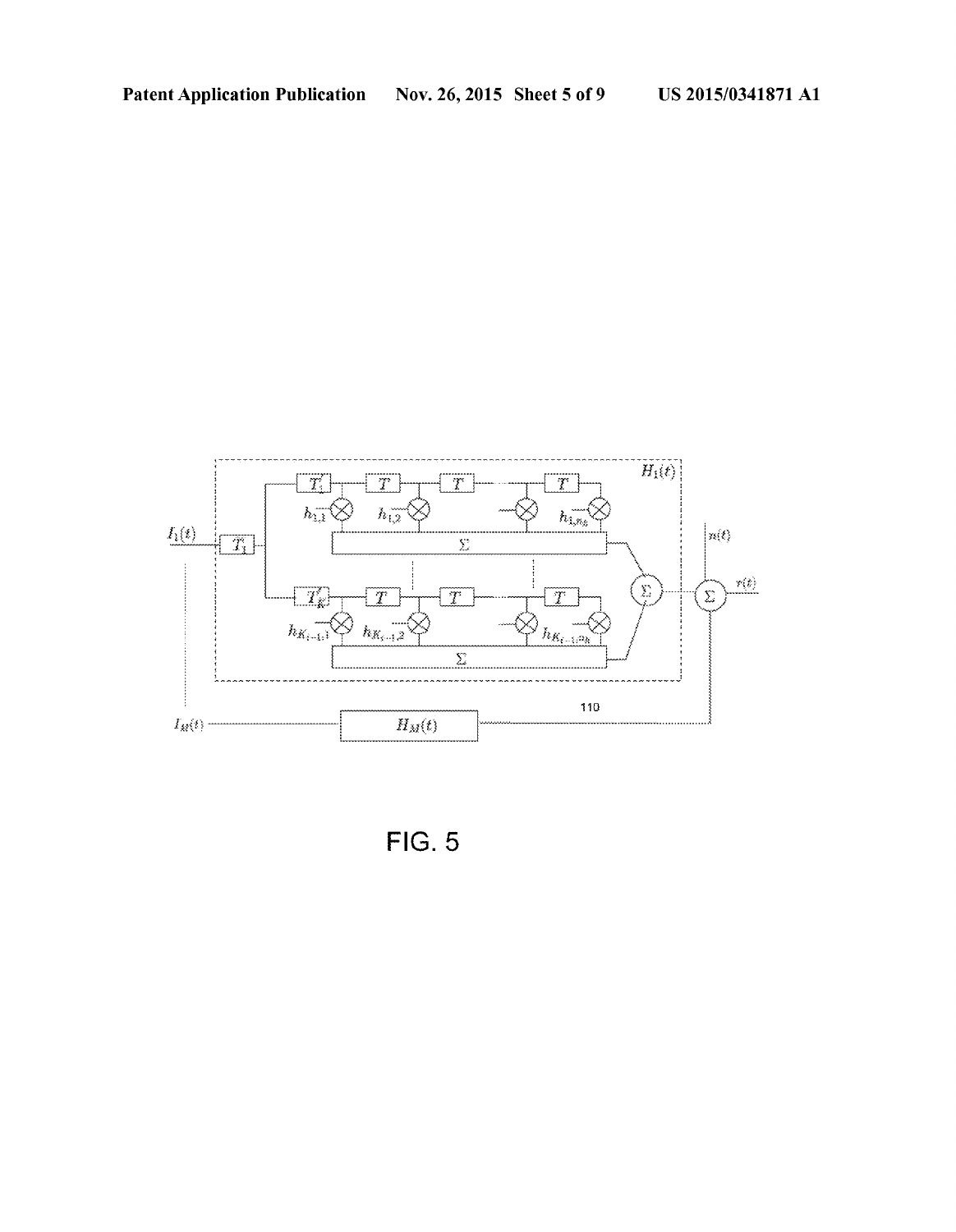FIG. 5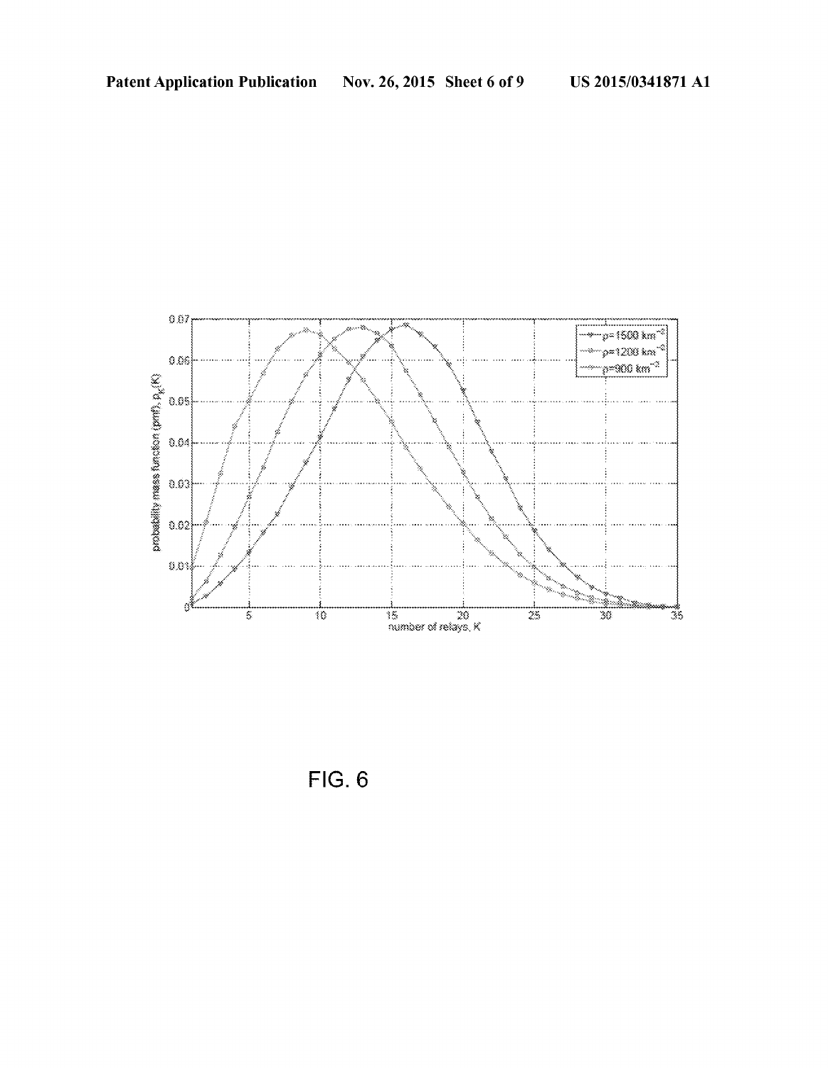FIG. 6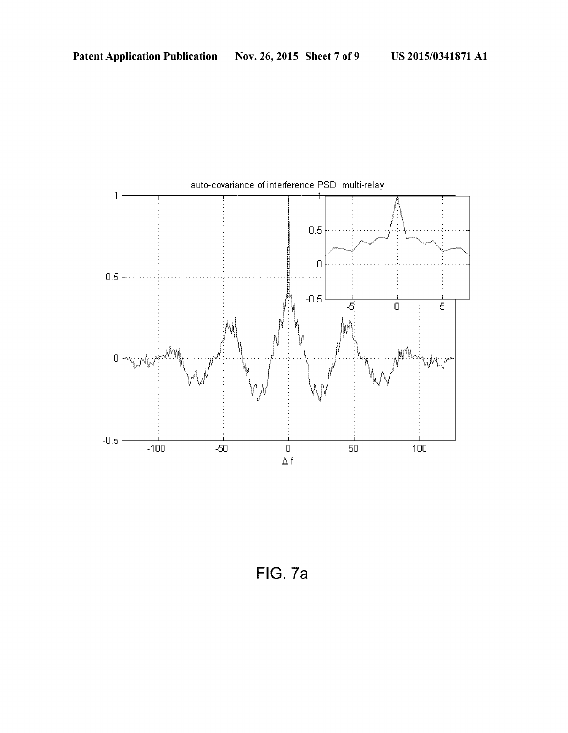FIG. 7a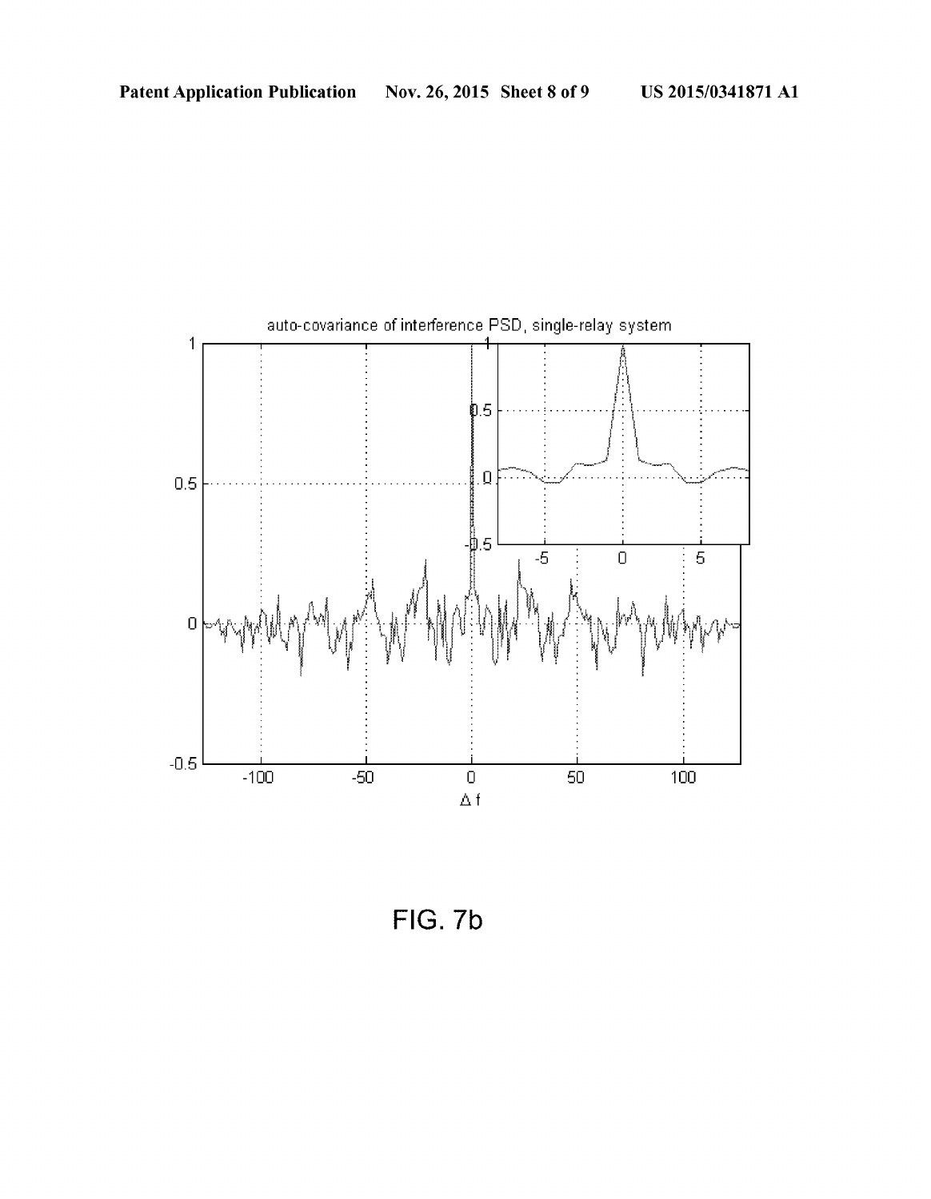FIG. 7b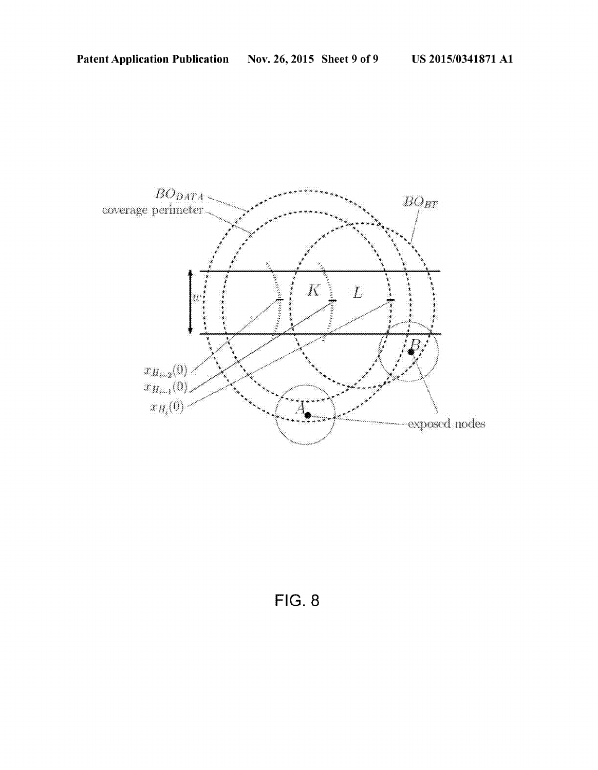FIG. 8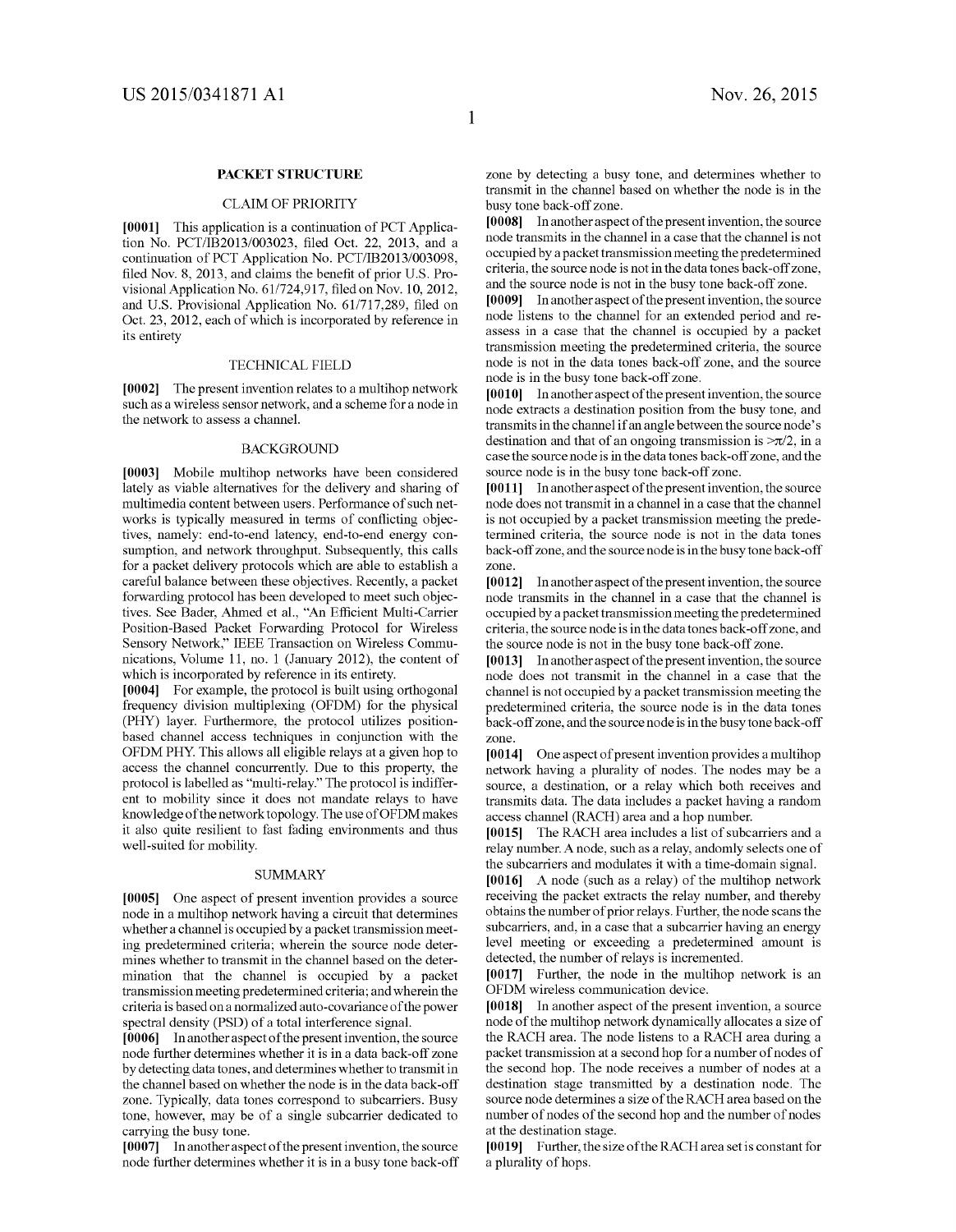## PACKET STRUCTURE

### CLAIM OF PRIORITY

**[0001]** This application is a continuation of PCT Application No. PCT/IB2013/003023, filed Oct. 22, 2013, and a continuation of PCT Application No. PCT/IB2013/003098, filed Nov. 8, 2013, and claims the benefit of prior U.S. Provisional Application No. 61/724,917, filed on Nov. 10, 2012, and U.S. Provisional Application No. 61/717,289, filed on Oct. 23, 2012, each of which is incorporated by reference in its entirety

### TECHNICAL FIELD

**[0002]** The present invention relates to a multihop network such as a wireless sensor network, and a scheme for a node in the network to assess a channel.

### BACKGROUND

**[0003]** Mobile multihop networks have been considered lately as viable alternatives for the delivery and sharing of multimedia content between users. Performance of such networks is typically measured in terms of conflicting objectives, namely: end-to-end latency, end-to-end energy consumption, and network throughput. Subsequently, this calls for a packet delivery protocols which are able to establish a careful balance between these objectives. Recently, a packet forwarding protocol has been developed to meet such objectives. See Bader, Ahmed et al., "An Efficient Multi-Carrier Position-Based Packet Forwarding Protocol for Wireless Sensory Network," IEEE Transaction on Wireless Communications, Volume 11, no. 1 (January 2012), the content of which is incorporated by reference in its entirety.

**[0004]** For example, the protocol is built using orthogonal frequency division multiplexing (OFDM) for the physical (PHY) layer. Furthermore, the protocol utilizes position-based channel access techniques in conjunction with the OFDM PHY. This allows all eligible relays at a given hop to access the channel concurrently. Due to this property, the protocol is labelled as "multi-relay." The protocol is indifferent to mobility since it does not mandate relays to have knowledge of the network topology. The use of OFDM makes it also quite resilient to fast fading environments and thus well-suited for mobility.

### SUMMARY

**[0005]** One aspect of present invention provides a source node in a multihop network having a circuit that determines whether a channel is occupied by a packet transmission meeting predetermined criteria; wherein the source node determines whether to transmit in the channel based on the determination that the channel is occupied by a packet transmission meeting predetermined criteria; and wherein the criteria is based on a normalized auto-covariance of the power spectral density (PSD) of a total interference signal.

**[0006]** In another aspect of the present invention, the source node further determines whether it is in a data back-off zone by detecting data tones, and determines whether to transmit in the channel based on whether the node is in the data back-off zone. Typically, data tones correspond to subcarriers. Busy tone, however, may be of a single subcarrier dedicated to carrying the busy tone.

**[0007]** In another aspect of the present invention, the source node further determines whether it is in a busy tone back-off zone by detecting a busy tone, and determines whether to transmit in the channel based on whether the node is in the busy tone back-off zone.

**[0008]** In another aspect of the present invention, the source node transmits in the channel in a case that the channel is not occupied by a packet transmission meeting the predetermined criteria, the source node is not in the data tones back-off zone, and the source node is not in the busy tone back-off zone.

**[0009]** In another aspect of the present invention, the source node listens to the channel for an extended period and re-assess in a case that the channel is occupied by a packet transmission meeting the predetermined criteria, the source node is not in the data tones back-off zone, and the source node is in the busy tone back-off zone.

**[0010]** In another aspect of the present invention, the source node extracts a destination position from the busy tone, and transmits in the channel if an angle between the source node's destination and that of an ongoing transmission is $>\pi/2$, in a case the source node is in the data tones back-off zone, and the source node is in the busy tone back-off zone.

**[0011]** In another aspect of the present invention, the source node does not transmit in a channel in a case that the channel is not occupied by a packet transmission meeting the predetermined criteria, the source node is not in the data tones back-off zone, and the source node is in the busy tone back-off zone.

**[0012]** In another aspect of the present invention, the source node transmits in the channel in a case that the channel is occupied by a packet transmission meeting the predetermined criteria, the source node is in the data tones back-off zone, and the source node is not in the busy tone back-off zone.

**[0013]** In another aspect of the present invention, the source node does not transmit in the channel in a case that the channel is not occupied by a packet transmission meeting the predetermined criteria, the source node is in the data tones back-off zone, and the source node is in the busy tone back-off zone.

**[0014]** One aspect of present invention provides a multihop network having a plurality of nodes. The nodes may be a source, a destination, or a relay which both receives and transmits data. The data includes a packet having a random access channel (RACH) area and a hop number.

**[0015]** The RACH area includes a list of subcarriers and a relay number. A node, such as a relay, andomly selects one of the subcarriers and modulates it with a time-domain signal.

**[0016]** A node (such as a relay) of the multihop network receiving the packet extracts the relay number, and thereby obtains the number of prior relays. Further, the node scans the subcarriers, and, in a case that a subcarrier having an energy level meeting or exceeding a predetermined amount is detected, the number of relays is incremented.

**[0017]** Further, the node in the multihop network is an OFDM wireless communication device.

**[0018]** In another aspect of the present invention, a source node of the multihop network dynamically allocates a size of the RACH area. The node listens to a RACH area during a packet transmission at a second hop for a number of nodes of the second hop. The node receives a number of nodes at a destination stage transmitted by a destination node. The source node determines a size of the RACH area based on the number of nodes of the second hop and the number of nodes at the destination stage.

**[0019]** Further, the size of the RACH area set is constant for a plurality of hops.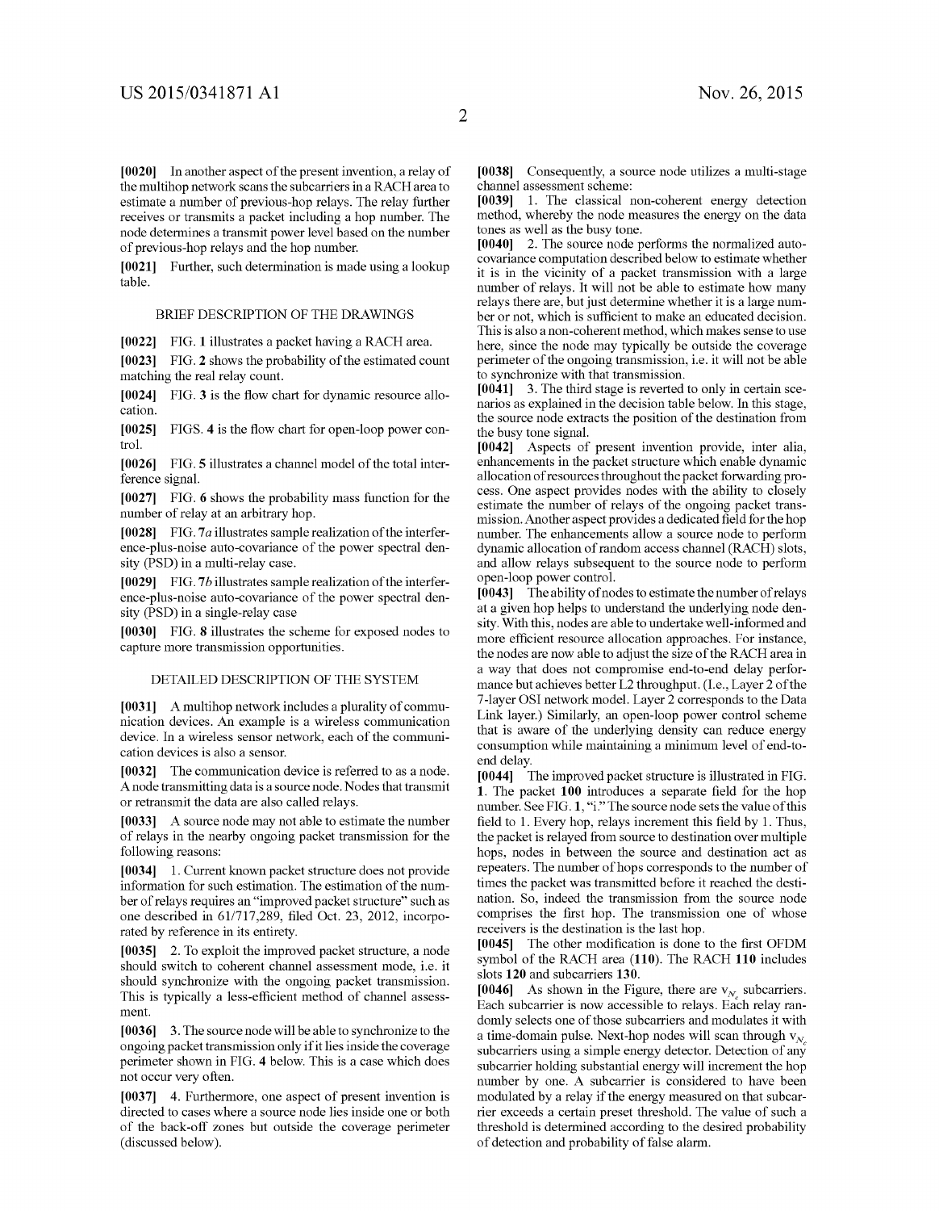**[0020]** In another aspect of the present invention, a relay of the multihop network scans the subcarriers in a RACH area to estimate a number of previous-hop relays. The relay further receives or transmits a packet including a hop number. The node determines a transmit power level based on the number of previous-hop relays and the hop number.

**[0021]** Further, such determination is made using a lookup table.

## BRIEF DESCRIPTION OF THE DRAWINGS

**[0022]** FIG. **1** illustrates a packet having a RACH area.

**[0023]** FIG. **2** shows the probability of the estimated count matching the real relay count.

**[0024]** FIG. **3** is the flow chart for dynamic resource allocation.

**[0025]** FIGS. **4** is the flow chart for open-loop power control.

**[0026]** FIG. **5** illustrates a channel model of the total interference signal.

**[0027]** FIG. **6** shows the probability mass function for the number of relay at an arbitrary hop.

**[0028]** FIG. **7***a* illustrates sample realization of the interference-plus-noise auto-covariance of the power spectral density (PSD) in a multi-relay case.

**[0029]** FIG. **7***b* illustrates sample realization of the interference-plus-noise auto-covariance of the power spectral density (PSD) in a single-relay case

**[0030]** FIG. **8** illustrates the scheme for exposed nodes to capture more transmission opportunities.

## DETAILED DESCRIPTION OF THE SYSTEM

**[0031]** A multihop network includes a plurality of communication devices. An example is a wireless communication device. In a wireless sensor network, each of the communication devices is also a sensor.

**[0032]** The communication device is referred to as a node. A node transmitting data is a source node. Nodes that transmit or retransmit the data are also called relays.

**[0033]** A source node may not able to estimate the number of relays in the nearby ongoing packet transmission for the following reasons:

**[0034]** 1. Current known packet structure does not provide information for such estimation. The estimation of the number of relays requires an "improved packet structure" such as one described in 61/717,289, filed Oct. 23, 2012, incorporated by reference in its entirety.

**[0035]** 2. To exploit the improved packet structure, a node should switch to coherent channel assessment mode, i.e. it should synchronize with the ongoing packet transmission. This is typically a less-efficient method of channel assessment.

**[0036]** 3. The source node will be able to synchronize to the ongoing packet transmission only if it lies inside the coverage perimeter shown in FIG. **4** below. This is a case which does not occur very often.

**[0037]** 4. Furthermore, one aspect of present invention is directed to cases where a source node lies inside one or both of the back-off zones but outside the coverage perimeter (discussed below).

**[0038]** Consequently, a source node utilizes a multi-stage channel assessment scheme:

**[0039]** 1. The classical non-coherent energy detection method, whereby the node measures the energy on the data tones as well as the busy tone.

**[0040]** 2. The source node performs the normalized auto-covariance computation described below to estimate whether it is in the vicinity of a packet transmission with a large number of relays. It will not be able to estimate how many relays there are, but just determine whether it is a large number or not, which is sufficient to make an educated decision. This is also a non-coherent method, which makes sense to use here, since the node may typically be outside the coverage perimeter of the ongoing transmission, i.e. it will not be able to synchronize with that transmission.

**[0041]** 3. The third stage is reverted to only in certain scenarios as explained in the decision table below. In this stage, the source node extracts the position of the destination from the busy tone signal.

**[0042]** Aspects of present invention provide, inter alia, enhancements in the packet structure which enable dynamic allocation of resources throughout the packet forwarding process. One aspect provides nodes with the ability to closely estimate the number of relays of the ongoing packet transmission. Another aspect provides a dedicated field for the hop number. The enhancements allow a source node to perform dynamic allocation of random access channel (RACH) slots, and allow relays subsequent to the source node to perform open-loop power control.

**[0043]** The ability of nodes to estimate the number of relays at a given hop helps to understand the underlying node density. With this, nodes are able to undertake well-informed and more efficient resource allocation approaches. For instance, the nodes are now able to adjust the size of the RACH area in a way that does not compromise end-to-end delay performance but achieves better L2 throughput. (I.e., Layer 2 of the 7-layer OSI network model. Layer 2 corresponds to the Data Link layer.) Similarly, an open-loop power control scheme that is aware of the underlying density can reduce energy consumption while maintaining a minimum level of end-to-end delay.

**[0044]** The improved packet structure is illustrated in FIG. **1**. The packet **100** introduces a separate field for the hop number. See FIG. **1**, "i." The source node sets the value of this field to 1. Every hop, relays increment this field by 1. Thus, the packet is relayed from source to destination over multiple hops, nodes in between the source and destination act as repeaters. The number of hops corresponds to the number of times the packet was transmitted before it reached the destination. So, indeed the transmission from the source node comprises the first hop. The transmission one of whose receivers is the destination is the last hop.

**[0045]** The other modification is done to the first OFDM symbol of the RACH area (**110**). The RACH **110** includes slots **120** and subcarriers **130**.

**[0046]** As shown in the Figure, there are $v_{N_c}$ subcarriers. Each subcarrier is now accessible to relays. Each relay randomly selects one of those subcarriers and modulates it with a time-domain pulse. Next-hop nodes will scan through $v_{N_c}$ subcarriers using a simple energy detector. Detection of any subcarrier holding substantial energy will increment the hop number by one. A subcarrier is considered to have been modulated by a relay if the energy measured on that subcarrier exceeds a certain preset threshold. The value of such a threshold is determined according to the desired probability of detection and probability of false alarm.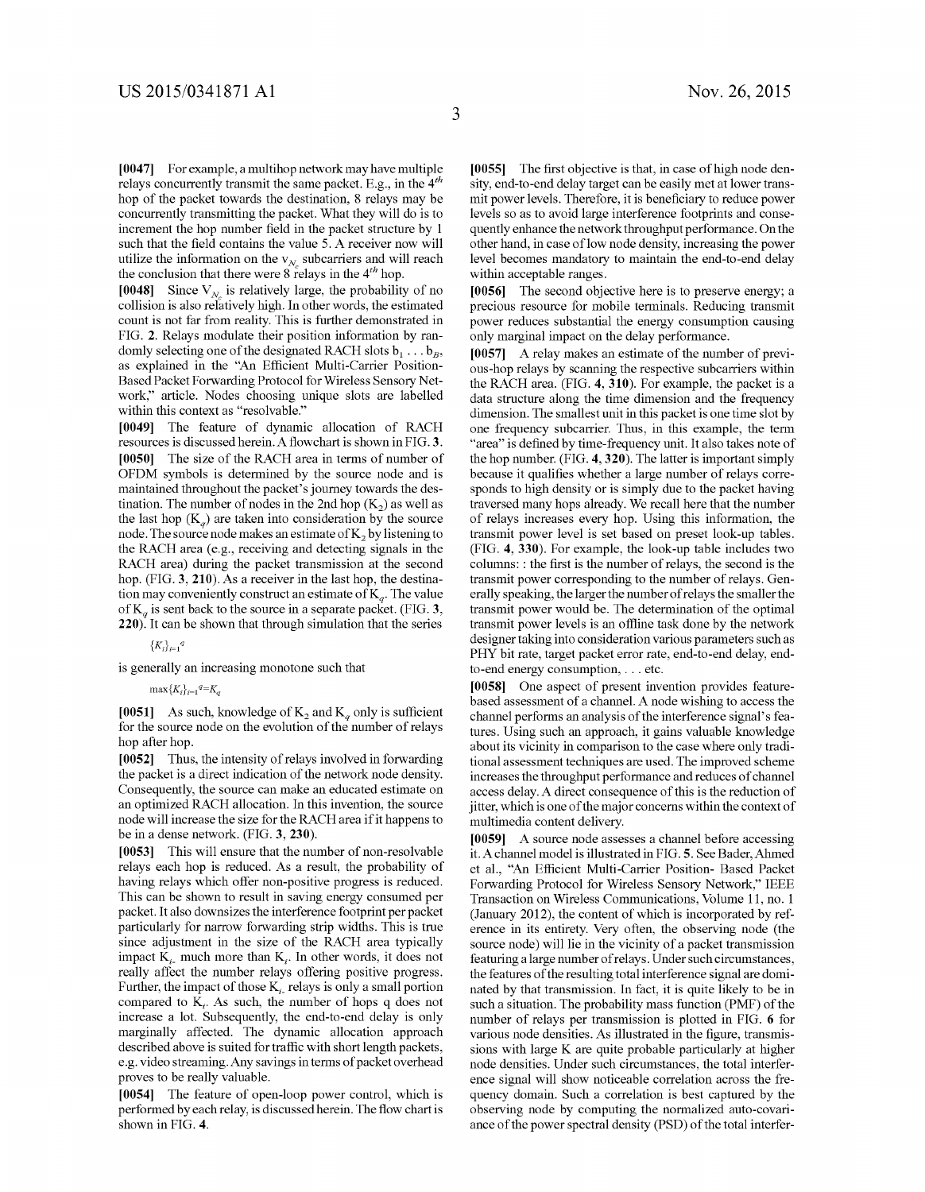[0047] For example, a multihop network may have multiple relays concurrently transmit the same packet. E.g., in the $4^{th}$ hop of the packet towards the destination, 8 relays may be concurrently transmitting the packet. What they will do is to increment the hop number field in the packet structure by 1 such that the field contains the value 5. A receiver now will utilize the information on the $v_{N_c}$ subcarriers and will reach the conclusion that there were 8 relays in the $4^{th}$ hop.

[0048] Since $V_{N_c}$ is relatively large, the probability of no collision is also relatively high. In other words, the estimated count is not far from reality. This is further demonstrated in FIG. 2. Relays modulate their position information by randomly selecting one of the designated RACH slots $b_1 \ldots b_B$, as explained in the "An Efficient Multi-Carrier Position-Based Packet Forwarding Protocol for Wireless Sensory Network," article. Nodes choosing unique slots are labelled within this context as "resolvable."

[0049] The feature of dynamic allocation of RACH resources is discussed herein. A flowchart is shown in FIG. 3.

[0050] The size of the RACH area in terms of number of OFDM symbols is determined by the source node and is maintained throughout the packet's journey towards the destination. The number of nodes in the 2nd hop ($K_2$) as well as the last hop ($K_q$) are taken into consideration by the source node. The source node makes an estimate of $K_2$ by listening to the RACH area (e.g., receiving and detecting signals in the RACH area) during the packet transmission at the second hop. (FIG. 3, 210). As a receiver in the last hop, the destination may conveniently construct an estimate of $K_q$. The value of $K_q$ is sent back to the source in a separate packet. (FIG. 3, 220). It can be shown that through simulation that the series

$$\{K_i\}_{i=1}^{q}$$

is generally an increasing monotone such that

$$\max\{K_i\}_{i=1}^{q}=K_q$$

[0051] As such, knowledge of $K_2$ and $K_q$ only is sufficient for the source node on the evolution of the number of relays hop after hop.

[0052] Thus, the intensity of relays involved in forwarding the packet is a direct indication of the network node density. Consequently, the source can make an educated estimate on an optimized RACH allocation. In this invention, the source node will increase the size for the RACH area if it happens to be in a dense network. (FIG. 3, 230).

[0053] This will ensure that the number of non-resolvable relays each hop is reduced. As a result, the probability of having relays which offer non-positive progress is reduced. This can be shown to result in saving energy consumed per packet. It also downsizes the interference footprint per packet particularly for narrow forwarding strip widths. This is true since adjustment in the size of the RACH area typically impact $K_{i-}$ much more than $K_i$. In other words, it does not really affect the number relays offering positive progress. Further, the impact of those $K_{i-}$ relays is only a small portion compared to $K_i$. As such, the number of hops q does not increase a lot. Subsequently, the end-to-end delay is only marginally affected. The dynamic allocation approach described above is suited for traffic with short length packets, e.g. video streaming. Any savings in terms of packet overhead proves to be really valuable.

[0054] The feature of open-loop power control, which is performed by each relay, is discussed herein. The flow chart is shown in FIG. 4.

[0055] The first objective is that, in case of high node density, end-to-end delay target can be easily met at lower transmit power levels. Therefore, it is beneficiary to reduce power levels so as to avoid large interference footprints and consequently enhance the network throughput performance. On the other hand, in case of low node density, increasing the power level becomes mandatory to maintain the end-to-end delay within acceptable ranges.

[0056] The second objective here is to preserve energy; a precious resource for mobile terminals. Reducing transmit power reduces substantial the energy consumption causing only marginal impact on the delay performance.

[0057] A relay makes an estimate of the number of previous-hop relays by scanning the respective subcarriers within the RACH area. (FIG. 4, 310). For example, the packet is a data structure along the time dimension and the frequency dimension. The smallest unit in this packet is one time slot by one frequency subcarrier. Thus, in this example, the term "area" is defined by time-frequency unit. It also takes note of the hop number. (FIG. 4, 320). The latter is important simply because it qualifies whether a large number of relays corresponds to high density or is simply due to the packet having traversed many hops already. We recall here that the number of relays increases every hop. Using this information, the transmit power level is set based on preset look-up tables. (FIG. 4, 330). For example, the look-up table includes two columns: : the first is the number of relays, the second is the transmit power corresponding to the number of relays. Generally speaking, the larger the number of relays the smaller the transmit power would be. The determination of the optimal transmit power levels is an offline task done by the network designer taking into consideration various parameters such as PHY bit rate, target packet error rate, end-to-end delay, end-to-end energy consumption, . . . etc.

[0058] One aspect of present invention provides feature-based assessment of a channel. A node wishing to access the channel performs an analysis of the interference signal's features. Using such an approach, it gains valuable knowledge about its vicinity in comparison to the case where only traditional assessment techniques are used. The improved scheme increases the throughput performance and reduces of channel access delay. A direct consequence of this is the reduction of jitter, which is one of the major concerns within the context of multimedia content delivery.

[0059] A source node assesses a channel before accessing it. A channel model is illustrated in FIG. 5. See Bader, Ahmed et al., "An Efficient Multi-Carrier Position- Based Packet Forwarding Protocol for Wireless Sensory Network," IEEE Transaction on Wireless Communications, Volume 11, no. 1 (January 2012), the content of which is incorporated by reference in its entirety. Very often, the observing node (the source node) will lie in the vicinity of a packet transmission featuring a large number of relays. Under such circumstances, the features of the resulting total interference signal are dominated by that transmission. In fact, it is quite likely to be in such a situation. The probability mass function (PMF) of the number of relays per transmission is plotted in FIG. 6 for various node densities. As illustrated in the figure, transmissions with large K are quite probable particularly at higher node densities. Under such circumstances, the total interference signal will show noticeable correlation across the frequency domain. Such a correlation is best captured by the observing node by computing the normalized auto-covariance of the power spectral density (PSD) of the total interfer-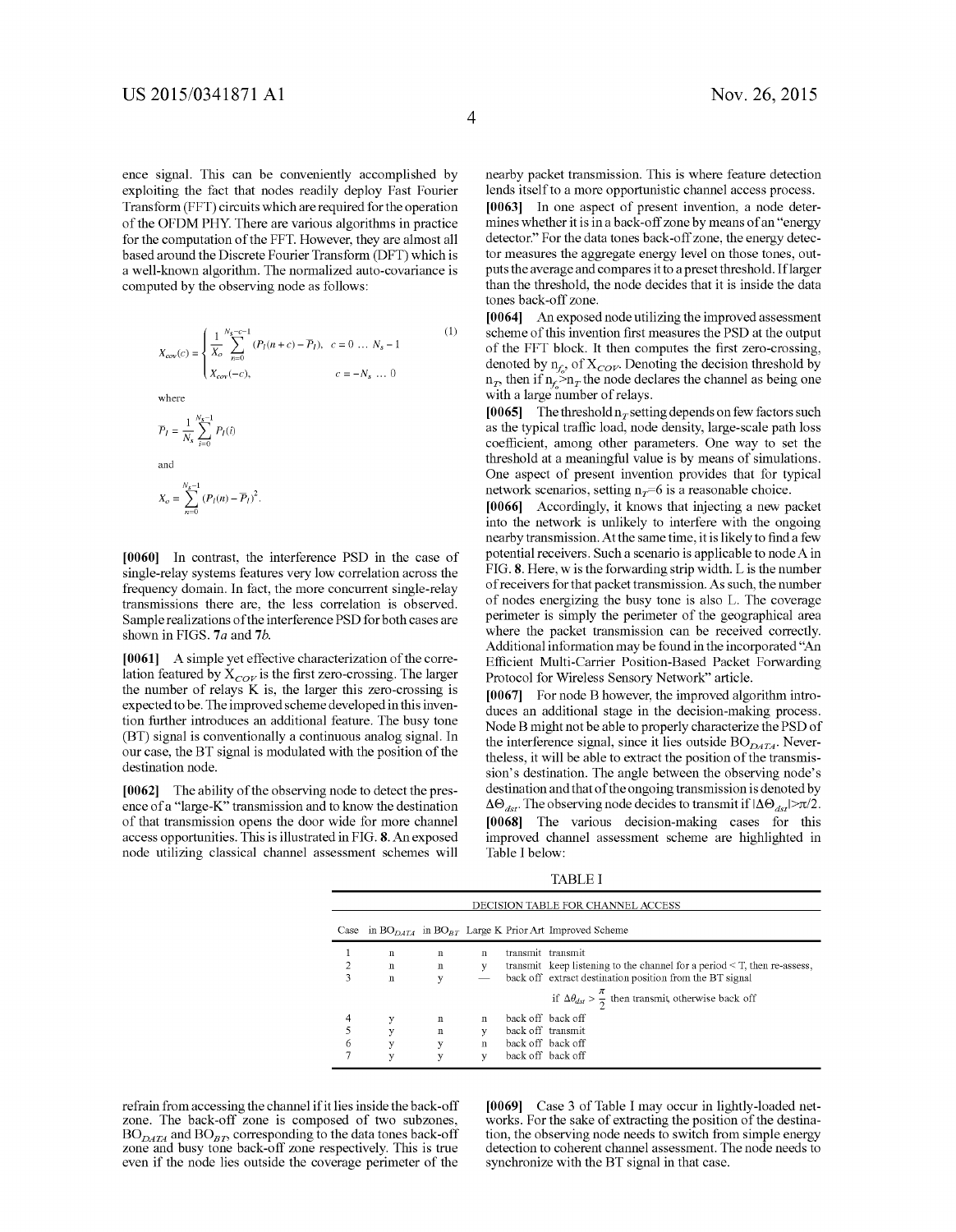ence signal. This can be conveniently accomplished by exploiting the fact that nodes readily deploy Fast Fourier Transform (FFT) circuits which are required for the operation of the OFDM PHY. There are various algorithms in practice for the computation of the FFT. However, they are almost all based around the Discrete Fourier Transform (DFT) which is a well-known algorithm. The normalized auto-covariance is computed by the observing node as follows:

$$X_{cov}(c) = \begin{cases} \frac{1}{X_o} \sum_{n=0}^{N_s-c-1} (P_I(n+c) - \overline{P}_I), & c = 0 \ldots N_s - 1 \\ X_{cov}(-c), & c = -N_s \ldots 0 \end{cases} \tag{1}$$

where

$$\overline{P}_I = \frac{1}{N_s} \sum_{i=0}^{N_s-1} P_I(i)$$

and

$$X_o = \sum_{n=0}^{N_s-1} (P_I(n) - \overline{P}_I)^2.$$

**[0060]** In contrast, the interference PSD in the case of single-relay systems features very low correlation across the frequency domain. In fact, the more concurrent single-relay transmissions there are, the less correlation is observed. Sample realizations of the interference PSD for both cases are shown in FIGS. 7*a* and 7*b*.

**[0061]** A simple yet effective characterization of the correlation featured by $X_{COV}$ is the first zero-crossing. The larger the number of relays K is, the larger this zero-crossing is expected to be. The improved scheme developed in this invention further introduces an additional feature. The busy tone (BT) signal is conventionally a continuous analog signal. In our case, the BT signal is modulated with the position of the destination node.

**[0062]** The ability of the observing node to detect the presence of a "large-K" transmission and to know the destination of that transmission opens the door wide for more channel access opportunities. This is illustrated in FIG. **8**. An exposed node utilizing classical channel assessment schemes will refrain from accessing the channel if it lies inside the back-off zone. The back-off zone is composed of two subzones, $BO_{DATA}$ and $BO_{BT}$, corresponding to the data tones back-off zone and busy tone back-off zone respectively. This is true even if the node lies outside the coverage perimeter of the nearby packet transmission. This is where feature detection lends itself to a more opportunistic channel access process.

**[0063]** In one aspect of present invention, a node determines whether it is in a back-off zone by means of an "energy detector." For the data tones back-off zone, the energy detector measures the aggregate energy level on those tones, outputs the average and compares it to a preset threshold. If larger than the threshold, the node decides that it is inside the data tones back-off zone.

**[0064]** An exposed node utilizing the improved assessment scheme of this invention first measures the PSD at the output of the FFT block. It then computes the first zero-crossing, denoted by $n_{f_o}$, of $X_{COV}$. Denoting the decision threshold by $n_T$, then if $n_{f_o} > n_T$ the node declares the channel as being one with a large number of relays.

**[0065]** The threshold $n_T$ setting depends on few factors such as the typical traffic load, node density, large-scale path loss coefficient, among other parameters. One way to set the threshold at a meaningful value is by means of simulations. One aspect of present invention provides that for typical network scenarios, setting $n_T=6$ is a reasonable choice.

**[0066]** Accordingly, it knows that injecting a new packet into the network is unlikely to interfere with the ongoing nearby transmission. At the same time, it is likely to find a few potential receivers. Such a scenario is applicable to node A in FIG. **8**. Here, w is the forwarding strip width. L is the number of receivers for that packet transmission. As such, the number of nodes energizing the busy tone is also L. The coverage perimeter is simply the perimeter of the geographical area where the packet transmission can be received correctly. Additional information may be found in the incorporated "An Efficient Multi-Carrier Position-Based Packet Forwarding Protocol for Wireless Sensory Network" article.

**[0067]** For node B however, the improved algorithm introduces an additional stage in the decision-making process. Node B might not be able to properly characterize the PSD of the interference signal, since it lies outside $BO_{DATA}$. Nevertheless, it will be able to extract the position of the transmission's destination. The angle between the observing node's destination and that of the ongoing transmission is denoted by $\Delta\Theta_{dst}$. The observing node decides to transmit if $|\Delta\Theta_{dst}|>\pi/2$.

**[0068]** The various decision-making cases for this improved channel assessment scheme are highlighted in Table I below:

TABLE I

DECISION TABLE FOR CHANNEL ACCESS

| Case | in $BO_{DATA}$ | in $BO_{BT}$ | Large K | Prior Art | Improved Scheme |
|---|---|---|---|---|---|
| 1 | n | n | n | transmit | transmit |
| 2 | n | n | y | transmit | keep listening to the channel for a period < T, then re-assess, |
| 3 | n | y | — | back off | extract destination position from the BT signal if $\Delta\theta_{dst} > \frac{\pi}{2}$ then transmit, otherwise back off |
| 4 | y | n | n | back off | back off |
| 5 | y | n | y | back off | transmit |
| 6 | y | y | n | back off | back off |
| 7 | y | y | y | back off | back off |

**[0069]** Case 3 of Table I may occur in lightly-loaded networks. For the sake of extracting the position of the destination, the observing node needs to switch from simple energy detection to coherent channel assessment. The node needs to synchronize with the BT signal in that case.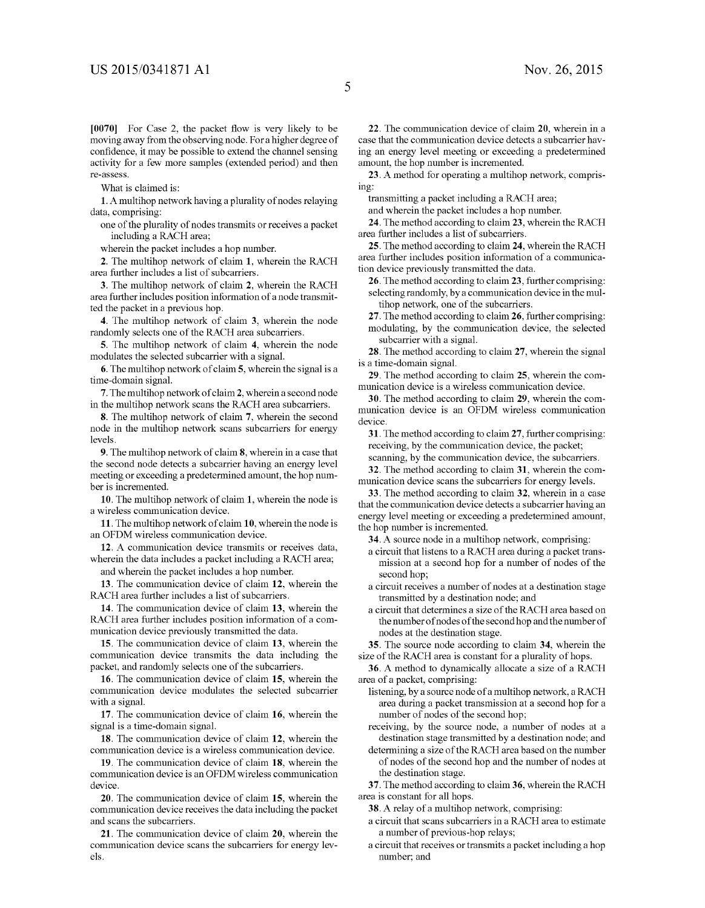[0070] For Case 2, the packet flow is very likely to be moving away from the observing node. For a higher degree of confidence, it may be possible to extend the channel sensing activity for a few more samples (extended period) and then re-assess.

What is claimed is:

**1**. A multihop network having a plurality of nodes relaying data, comprising:

one of the plurality of nodes transmits or receives a packet including a RACH area;

wherein the packet includes a hop number.

**2**. The multihop network of claim **1**, wherein the RACH area further includes a list of subcarriers.

**3**. The multihop network of claim **2**, wherein the RACH area further includes position information of a node transmitted the packet in a previous hop.

**4**. The multihop network of claim **3**, wherein the node randomly selects one of the RACH area subcarriers.

**5**. The multihop network of claim **4**, wherein the node modulates the selected subcarrier with a signal.

**6**. The multihop network of claim **5**, wherein the signal is a time-domain signal.

**7**. The multihop network of claim **2**, wherein a second node in the multihop network scans the RACH area subcarriers.

**8**. The multihop network of claim **7**, wherein the second node in the multihop network scans subcarriers for energy levels.

**9**. The multihop network of claim **8**, wherein in a case that the second node detects a subcarrier having an energy level meeting or exceeding a predetermined amount, the hop number is incremented.

**10**. The multihop network of claim **1**, wherein the node is a wireless communication device.

**11**. The multihop network of claim **10**, wherein the node is an OFDM wireless communication device.

**12**. A communication device transmits or receives data, wherein the data includes a packet including a RACH area;

and wherein the packet includes a hop number.

**13**. The communication device of claim **12**, wherein the RACH area further includes a list of subcarriers.

**14**. The communication device of claim **13**, wherein the RACH area further includes position information of a communication device previously transmitted the data.

**15**. The communication device of claim **13**, wherein the communication device transmits the data including the packet, and randomly selects one of the subcarriers.

**16**. The communication device of claim **15**, wherein the communication device modulates the selected subcarrier with a signal.

**17**. The communication device of claim **16**, wherein the signal is a time-domain signal.

**18**. The communication device of claim **12**, wherein the communication device is a wireless communication device.

**19**. The communication device of claim **18**, wherein the communication device is an OFDM wireless communication device.

**20**. The communication device of claim **15**, wherein the communication device receives the data including the packet and scans the subcarriers.

**21**. The communication device of claim **20**, wherein the communication device scans the subcarriers for energy levels.

**22**. The communication device of claim **20**, wherein in a case that the communication device detects a subcarrier having an energy level meeting or exceeding a predetermined amount, the hop number is incremented.

**23**. A method for operating a multihop network, comprising:

transmitting a packet including a RACH area;

and wherein the packet includes a hop number.

**24**. The method according to claim **23**, wherein the RACH area further includes a list of subcarriers.

**25**. The method according to claim **24**, wherein the RACH area further includes position information of a communication device previously transmitted the data.

**26**. The method according to claim **23**, further comprising:

selecting randomly, by a communication device in the multihop network, one of the subcarriers.

**27**. The method according to claim **26**, further comprising:

modulating, by the communication device, the selected subcarrier with a signal.

**28**. The method according to claim **27**, wherein the signal is a time-domain signal.

**29**. The method according to claim **25**, wherein the communication device is a wireless communication device.

**30**. The method according to claim **29**, wherein the communication device is an OFDM wireless communication device.

**31**. The method according to claim **27**, further comprising:

receiving, by the communication device, the packet;

scanning, by the communication device, the subcarriers.

**32**. The method according to claim **31**, wherein the communication device scans the subcarriers for energy levels.

**33**. The method according to claim **32**, wherein in a case that the communication device detects a subcarrier having an energy level meeting or exceeding a predetermined amount, the hop number is incremented.

**34**. A source node in a multihop network, comprising:

a circuit that listens to a RACH area during a packet transmission at a second hop for a number of nodes of the second hop;

a circuit receives a number of nodes at a destination stage transmitted by a destination node; and

a circuit that determines a size of the RACH area based on the number of nodes of the second hop and the number of nodes at the destination stage.

**35**. The source node according to claim **34**, wherein the size of the RACH area is constant for a plurality of hops.

**36**. A method to dynamically allocate a size of a RACH area of a packet, comprising:

listening, by a source node of a multihop network, a RACH area during a packet transmission at a second hop for a number of nodes of the second hop;

receiving, by the source node, a number of nodes at a destination stage transmitted by a destination node; and

determining a size of the RACH area based on the number of nodes of the second hop and the number of nodes at the destination stage.

**37**. The method according to claim **36**, wherein the RACH area is constant for all hops.

**38**. A relay of a multihop network, comprising:

a circuit that scans subcarriers in a RACH area to estimate a number of previous-hop relays;

a circuit that receives or transmits a packet including a hop number; and